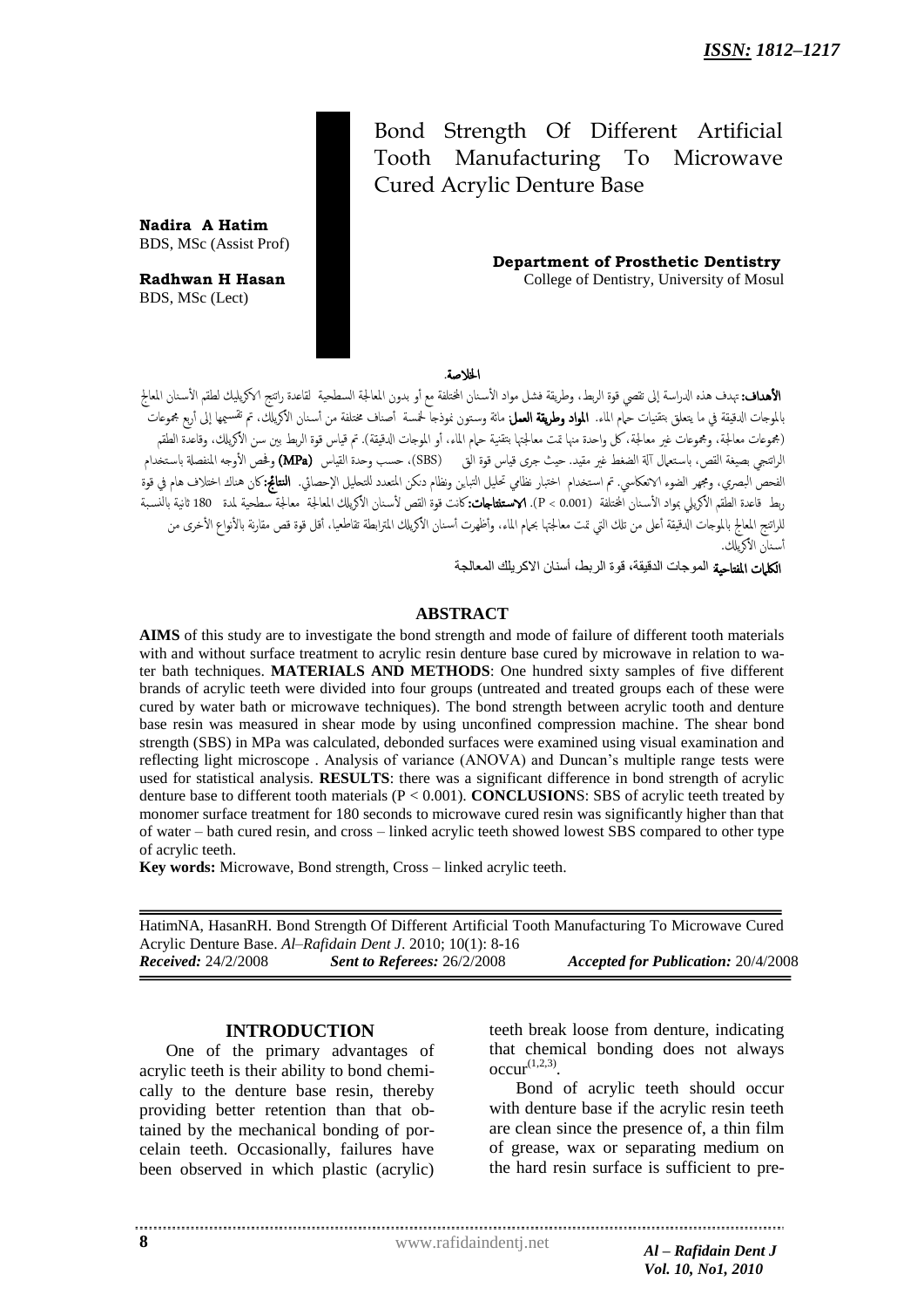# Bond Strength Of Different Artificial Tooth Manufacturing To Microwave Cured Acrylic Denture Base

**Nadira A Hatim**
BDS, MSc (Assist Prof)

**Radhwan H Hasan**
BDS, MSc (Lect)

**Department of Prosthetic Dentistry**
College of Dentistry, University of Mosul

## الخلاصة

**الأهداف:** تهدف هذه الدراسة إلى تقصي قوة الربط، وطريقة فشل مواد الأسنان المختلفة مع أو بدون المعالجة السطحية لقاعدة راتنج الاكريليك لطقم الأسنان المعالج بالموجات الدقيقة في ما يتعلق بتقنيات حمام الماء. **المواد وطريقة العمل:** مائة وستون نموذجا لخمسة أصناف مختلفة من أسنان الأكريليك، تم تقسيمها إلى أربع مجموعات (مجموعات معالجة، ومجموعات غير معالجة، كل واحدة منها تمت معالجتها بتقنية حمام الماء، أو الموجات الدقيقة). تم قياس قوة الربط بين سن الأكريليك، وقاعدة الطقم الراتنجي بصيغة القص، باستعمال آلة الضغط غير مقيد. حيث جرى قياس قوة القص (SBS)، حسب وحدة القياس **(MPa)** وفحص الأوجه المنفصلة باستخدام الفحص البصري، ومجهر الضوء الانعكاسي. تم استخدام اختبار نظامي تحليل التباين ونظام دنكن المتعدد للتحليل الإحصائي. **النتائج:** كان هناك اختلاف هام في قوة ربط قاعدة الطقم الأكريلي بمواد الأسنان المختلفة (P < 0.001). **الاستنتاجات:** كانت قوة القص لأسنان الأكريلك المعالجة معالجة سطحية لمدة 180 ثانية بالنسبة للراتنج المعالج بالموجات الدقيقة أعلى من تلك التي تمت معالجتها بحمام الماء، وأظهرت أسنان الأكريلك المترابطة تقاطعيا، أقل قوة قص مقارنة بالأنواع الأخرى من أسنان الأكريلك.

**الكلمات المفتاحية** الموجات الدقيقة، قوة الربط، أسنان الاكريلك المعالجة

## ABSTRACT

**AIMS** of this study are to investigate the bond strength and mode of failure of different tooth materials with and without surface treatment to acrylic resin denture base cured by microwave in relation to water bath techniques. **MATERIALS AND METHODS**: One hundred sixty samples of five different brands of acrylic teeth were divided into four groups (untreated and treated groups each of these were cured by water bath or microwave techniques). The bond strength between acrylic tooth and denture base resin was measured in shear mode by using unconfined compression machine. The shear bond strength (SBS) in MPa was calculated, debonded surfaces were examined using visual examination and reflecting light microscope . Analysis of variance (ANOVA) and Duncan's multiple range tests were used for statistical analysis. **RESULTS**: there was a significant difference in bond strength of acrylic denture base to different tooth materials ($P < 0.001$). **CONCLUSIONS**: SBS of acrylic teeth treated by monomer surface treatment for 180 seconds to microwave cured resin was significantly higher than that of water – bath cured resin, and cross – linked acrylic teeth showed lowest SBS compared to other type of acrylic teeth.

**Key words:** Microwave, Bond strength, Cross – linked acrylic teeth.

HatimNA, HasanRH. Bond Strength Of Different Artificial Tooth Manufacturing To Microwave Cured Acrylic Denture Base. *Al–Rafidain Dent J*. 2010; 10(1): 8-16
***Received:*** 24/2/2008 ***Sent to Referees:*** 26/2/2008 ***Accepted for Publication:*** 20/4/2008

## INTRODUCTION

One of the primary advantages of acrylic teeth is their ability to bond chemically to the denture base resin, thereby providing better retention than that obtained by the mechanical bonding of porcelain teeth. Occasionally, failures have been observed in which plastic (acrylic) teeth break loose from denture, indicating that chemical bonding does not always occur[1,2,3].

Bond of acrylic teeth should occur with denture base if the acrylic resin teeth are clean since the presence of, a thin film of grease, wax or separating medium on the hard resin surface is sufficient to pre-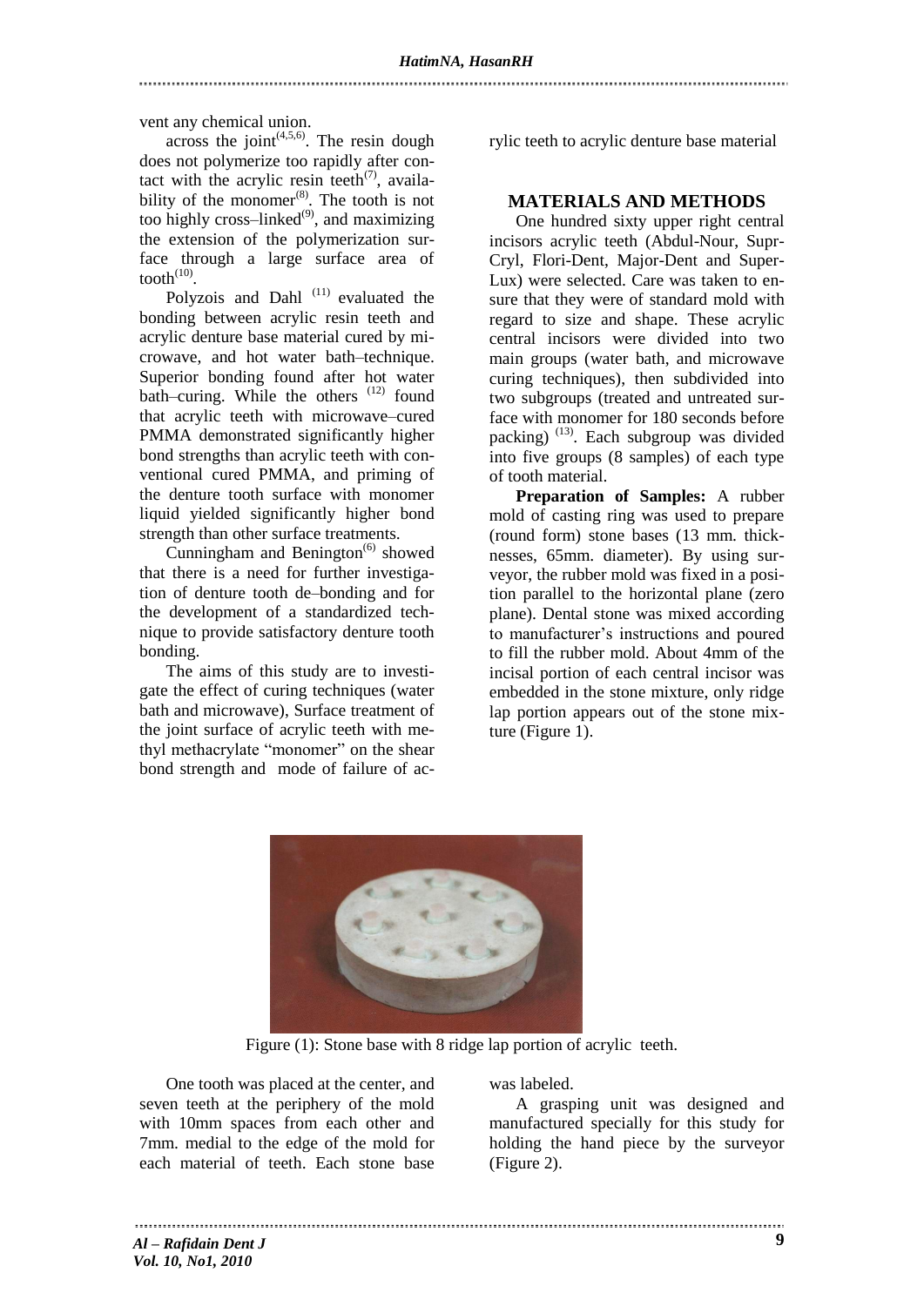vent any chemical union.

across the joint[4,5,6]. The resin dough does not polymerize too rapidly after contact with the acrylic resin teeth[7], availability of the monomer[8]. The tooth is not too highly cross–linked[9], and maximizing the extension of the polymerization surface through a large surface area of tooth[10].

Polyzois and Dahl [11] evaluated the bonding between acrylic resin teeth and acrylic denture base material cured by microwave, and hot water bath–technique. Superior bonding found after hot water bath–curing. While the others [12] found that acrylic teeth with microwave–cured PMMA demonstrated significantly higher bond strengths than acrylic teeth with conventional cured PMMA, and priming of the denture tooth surface with monomer liquid yielded significantly higher bond strength than other surface treatments.

Cunningham and Benington[6] showed that there is a need for further investigation of denture tooth de–bonding and for the development of a standardized technique to provide satisfactory denture tooth bonding.

The aims of this study are to investigate the effect of curing techniques (water bath and microwave), Surface treatment of the joint surface of acrylic teeth with methyl methacrylate "monomer" on the shear bond strength and mode of failure of acrylic teeth to acrylic denture base material

## MATERIALS AND METHODS

One hundred sixty upper right central incisors acrylic teeth (Abdul-Nour, Supr-Cryl, Flori-Dent, Major-Dent and Super-Lux) were selected. Care was taken to ensure that they were of standard mold with regard to size and shape. These acrylic central incisors were divided into two main groups (water bath, and microwave curing techniques), then subdivided into two subgroups (treated and untreated surface with monomer for 180 seconds before packing) [13]. Each subgroup was divided into five groups (8 samples) of each type of tooth material.

**Preparation of Samples:** A rubber mold of casting ring was used to prepare (round form) stone bases (13 mm. thicknesses, 65mm. diameter). By using surveyor, the rubber mold was fixed in a position parallel to the horizontal plane (zero plane). Dental stone was mixed according to manufacturer's instructions and poured to fill the rubber mold. About 4mm of the incisal portion of each central incisor was embedded in the stone mixture, only ridge lap portion appears out of the stone mixture (Figure 1).

Figure (1): Stone base with 8 ridge lap portion of acrylic teeth.

One tooth was placed at the center, and seven teeth at the periphery of the mold with 10mm spaces from each other and 7mm. medial to the edge of the mold for each material of teeth. Each stone base was labeled.

A grasping unit was designed and manufactured specially for this study for holding the hand piece by the surveyor (Figure 2).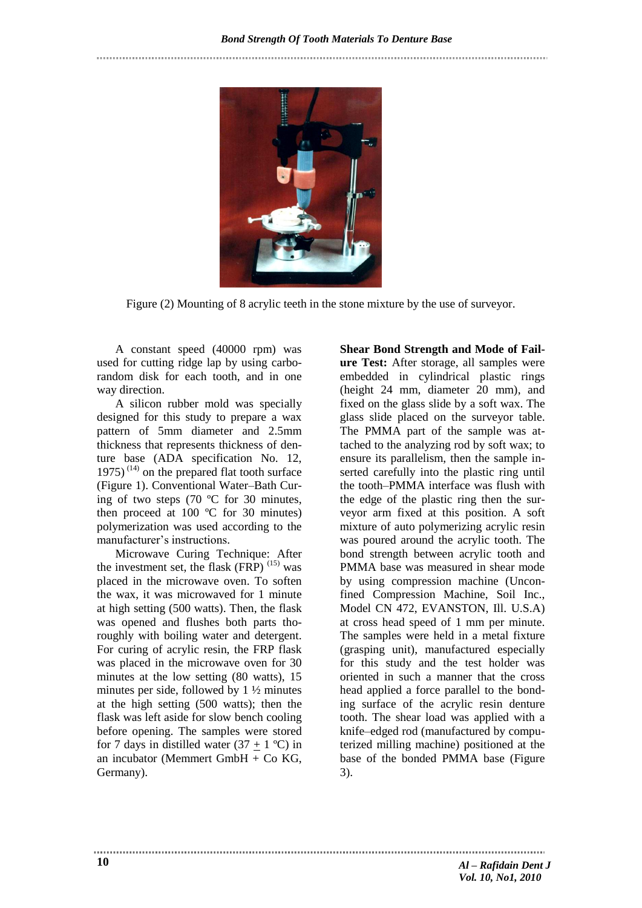Figure (2) Mounting of 8 acrylic teeth in the stone mixture by the use of surveyor.

A constant speed (40000 rpm) was used for cutting ridge lap by using carborandom disk for each tooth, and in one way direction.

A silicon rubber mold was specially designed for this study to prepare a wax pattern of 5mm diameter and 2.5mm thickness that represents thickness of denture base (ADA specification No. 12, 1975) [14] on the prepared flat tooth surface (Figure 1). Conventional Water–Bath Curing of two steps (70 ºC for 30 minutes, then proceed at 100 ºC for 30 minutes) polymerization was used according to the manufacturer's instructions.

Microwave Curing Technique: After the investment set, the flask (FRP) [15] was placed in the microwave oven. To soften the wax, it was microwaved for 1 minute at high setting (500 watts). Then, the flask was opened and flushes both parts thoroughly with boiling water and detergent. For curing of acrylic resin, the FRP flask was placed in the microwave oven for 30 minutes at the low setting (80 watts), 15 minutes per side, followed by 1 ½ minutes at the high setting (500 watts); then the flask was left aside for slow bench cooling before opening. The samples were stored for 7 days in distilled water (37 $\pm$ 1 ºC) in an incubator (Memmert GmbH + Co KG, Germany).

**Shear Bond Strength and Mode of Failure Test:** After storage, all samples were embedded in cylindrical plastic rings (height 24 mm, diameter 20 mm), and fixed on the glass slide by a soft wax. The glass slide placed on the surveyor table. The PMMA part of the sample was attached to the analyzing rod by soft wax; to ensure its parallelism, then the sample inserted carefully into the plastic ring until the tooth–PMMA interface was flush with the edge of the plastic ring then the surveyor arm fixed at this position. A soft mixture of auto polymerizing acrylic resin was poured around the acrylic tooth. The bond strength between acrylic tooth and PMMA base was measured in shear mode by using compression machine (Unconfined Compression Machine, Soil Inc., Model CN 472, EVANSTON, Ill. U.S.A) at cross head speed of 1 mm per minute. The samples were held in a metal fixture (grasping unit), manufactured especially for this study and the test holder was oriented in such a manner that the cross head applied a force parallel to the bonding surface of the acrylic resin denture tooth. The shear load was applied with a knife–edged rod (manufactured by computerized milling machine) positioned at the base of the bonded PMMA base (Figure 3).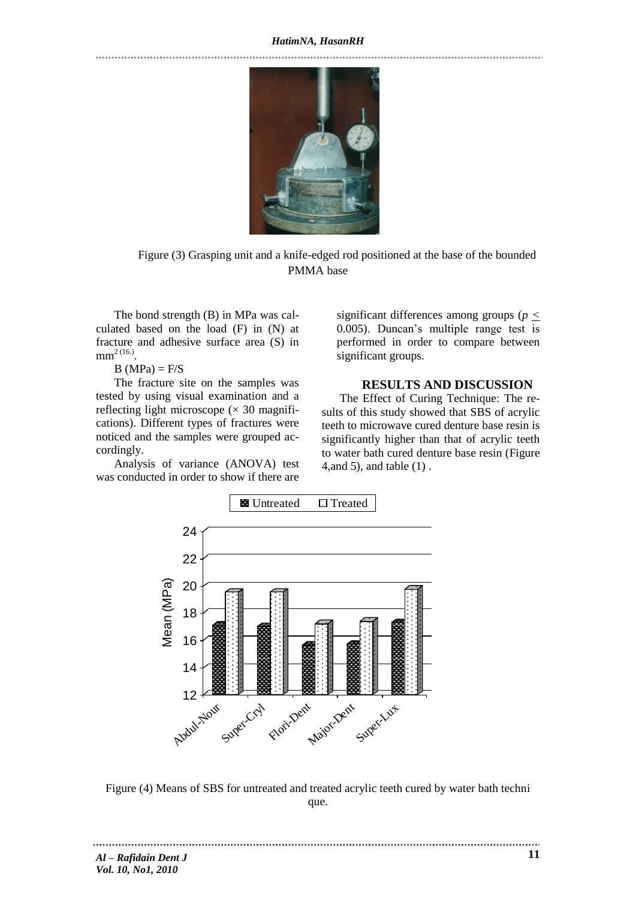Figure (3) Grasping unit and a knife-edged rod positioned at the base of the bounded PMMA base

The bond strength (B) in MPa was calculated based on the load (F) in (N) at fracture and adhesive surface area (S) in $mm^2$ (16.).

B (MPa) = F/S

The fracture site on the samples was tested by using visual examination and a reflecting light microscope (× 30 magnifications). Different types of fractures were noticed and the samples were grouped accordingly.

Analysis of variance (ANOVA) test was conducted in order to show if there are significant differences among groups ($p \leq 0.005$). Duncan's multiple range test is performed in order to compare between significant groups.

## RESULTS AND DISCUSSION

The Effect of Curing Technique: The results of this study showed that SBS of acrylic teeth to microwave cured denture base resin is significantly higher than that of acrylic teeth to water bath cured denture base resin (Figure 4,and 5), and table (1) .

Figure (4) Means of SBS for untreated and treated acrylic teeth cured by water bath technique.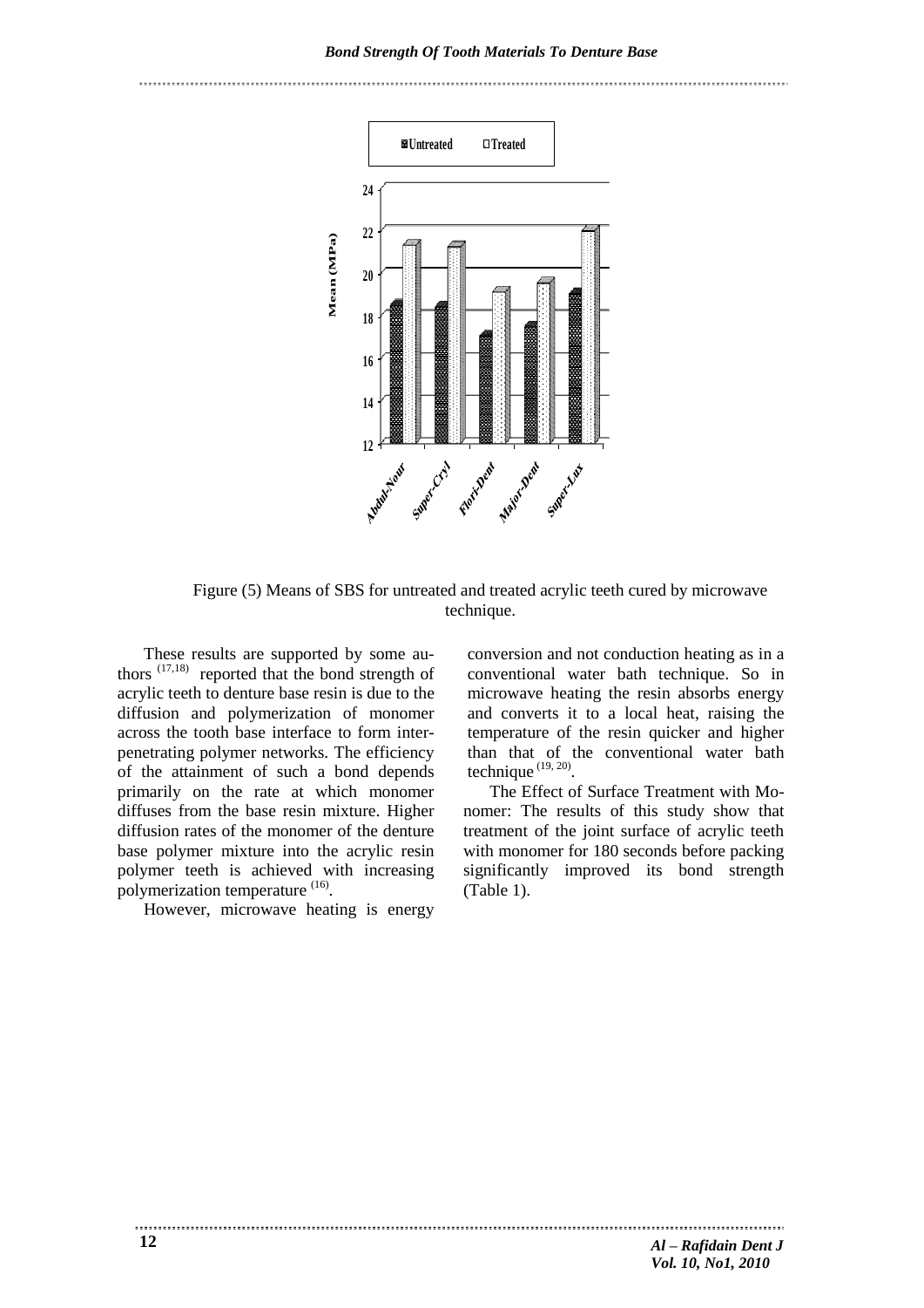Figure (5) Means of SBS for untreated and treated acrylic teeth cured by microwave technique.

These results are supported by some authors [17,18] reported that the bond strength of acrylic teeth to denture base resin is due to the diffusion and polymerization of monomer across the tooth base interface to form interpenetrating polymer networks. The efficiency of the attainment of such a bond depends primarily on the rate at which monomer diffuses from the base resin mixture. Higher diffusion rates of the monomer of the denture base polymer mixture into the acrylic resin polymer teeth is achieved with increasing polymerization temperature [16].

However, microwave heating is energy conversion and not conduction heating as in a conventional water bath technique. So in microwave heating the resin absorbs energy and converts it to a local heat, raising the temperature of the resin quicker and higher than that of the conventional water bath technique [19, 20].

The Effect of Surface Treatment with Monomer: The results of this study show that treatment of the joint surface of acrylic teeth with monomer for 180 seconds before packing significantly improved its bond strength (Table 1).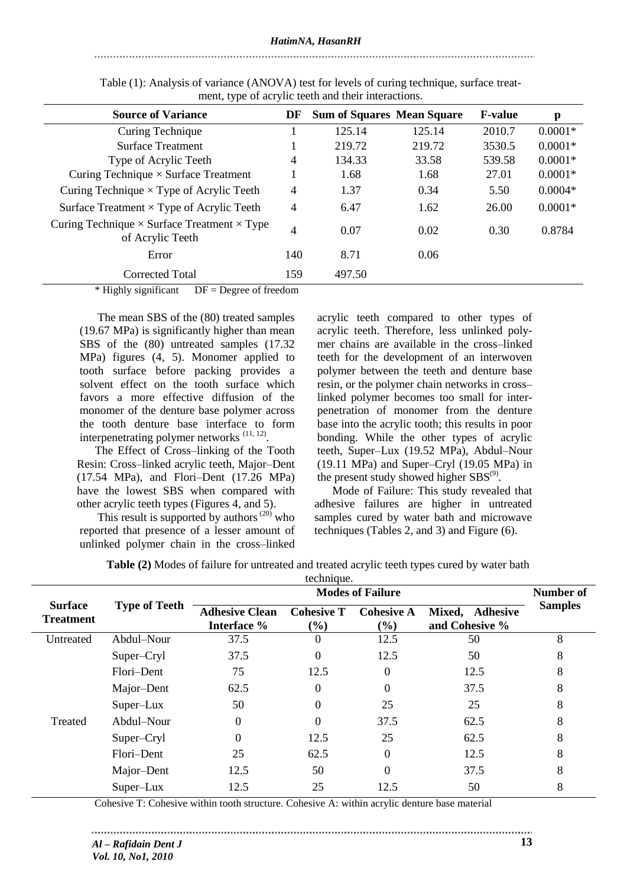Table (1): Analysis of variance (ANOVA) test for levels of curing technique, surface treatment, type of acrylic teeth and their interactions.

| Source of Variance | DF | Sum of Squares | Mean Square | F-value | p |
|---|---|---|---|---|---|
| Curing Technique | 1 | 125.14 | 125.14 | 2010.7 | 0.0001* |
| Surface Treatment | 1 | 219.72 | 219.72 | 3530.5 | 0.0001* |
| Type of Acrylic Teeth | 4 | 134.33 | 33.58 | 539.58 | 0.0001* |
| Curing Technique × Surface Treatment | 1 | 1.68 | 1.68 | 27.01 | 0.0001* |
| Curing Technique × Type of Acrylic Teeth | 4 | 1.37 | 0.34 | 5.50 | 0.0004* |
| Surface Treatment × Type of Acrylic Teeth | 4 | 6.47 | 1.62 | 26.00 | 0.0001* |
| Curing Technique × Surface Treatment × Type of Acrylic Teeth | 4 | 0.07 | 0.02 | 0.30 | 0.8784 |
| Error | 140 | 8.71 | 0.06 | | |
| Corrected Total | 159 | 497.50 | | | |

\* Highly significant DF = Degree of freedom

The mean SBS of the (80) treated samples (19.67 MPa) is significantly higher than mean SBS of the (80) untreated samples (17.32 MPa) figures (4, 5). Monomer applied to tooth surface before packing provides a solvent effect on the tooth surface which favors a more effective diffusion of the monomer of the denture base polymer across the tooth denture base interface to form interpenetrating polymer networks [11, 12].

The Effect of Cross–linking of the Tooth Resin: Cross–linked acrylic teeth, Major–Dent (17.54 MPa), and Flori–Dent (17.26 MPa) have the lowest SBS when compared with other acrylic teeth types (Figures 4, and 5).

This result is supported by authors [20] who reported that presence of a lesser amount of unlinked polymer chain in the cross–linked acrylic teeth compared to other types of acrylic teeth. Therefore, less unlinked polymer chains are available in the cross–linked teeth for the development of an interwoven polymer between the teeth and denture base resin, or the polymer chain networks in cross–linked polymer becomes too small for interpenetration of monomer from the denture base into the acrylic tooth; this results in poor bonding. While the other types of acrylic teeth, Super–Lux (19.52 MPa), Abdul–Nour (19.11 MPa) and Super–Cryl (19.05 MPa) in the present study showed higher SBS[9].

Mode of Failure: This study revealed that adhesive failures are higher in untreated samples cured by water bath and microwave techniques (Tables 2, and 3) and Figure (6).

**Table (2)** Modes of failure for untreated and treated acrylic teeth types cured by water bath technique.

| Surface Treatment | Type of Teeth | Modes of Failure | | | | Number of Samples |
|---|---|---|---|---|---|---|
| | | Adhesive Clean Interface % | Cohesive T (%) | Cohesive A (%) | Mixed, Adhesive and Cohesive % | |
| Untreated | Abdul–Nour | 37.5 | 0 | 12.5 | 50 | 8 |
| | Super–Cryl | 37.5 | 0 | 12.5 | 50 | 8 |
| | Flori–Dent | 75 | 12.5 | 0 | 12.5 | 8 |
| | Major–Dent | 62.5 | 0 | 0 | 37.5 | 8 |
| | Super–Lux | 50 | 0 | 25 | 25 | 8 |
| Treated | Abdul–Nour | 0 | 0 | 37.5 | 62.5 | 8 |
| | Super–Cryl | 0 | 12.5 | 25 | 62.5 | 8 |
| | Flori–Dent | 25 | 62.5 | 0 | 12.5 | 8 |
| | Major–Dent | 12.5 | 50 | 0 | 37.5 | 8 |
| | Super–Lux | 12.5 | 25 | 12.5 | 50 | 8 |

Cohesive T: Cohesive within tooth structure. Cohesive A: within acrylic denture base material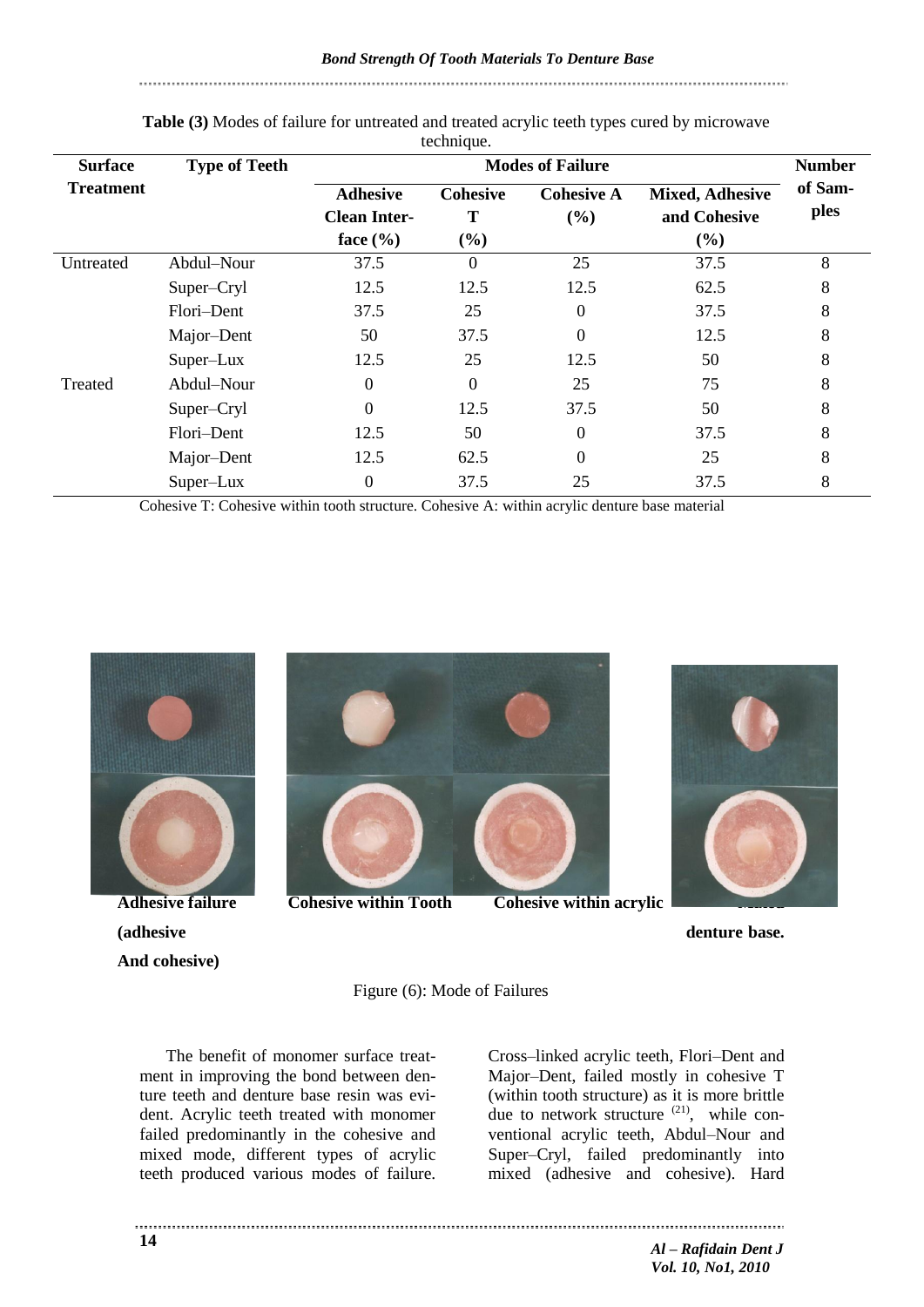**Table (3)** Modes of failure for untreated and treated acrylic teeth types cured by microwave technique.

| Surface Treatment | Type of Teeth | Modes of Failure | | | | Number of Samples |
|---|---|---|---|---|---|---|
| | | Adhesive Clean Interface (%) | Cohesive T (%) | Cohesive A (%) | Mixed, Adhesive and Cohesive (%) | |
| Untreated | Abdul–Nour | 37.5 | 0 | 25 | 37.5 | 8 |
| | Super–Cryl | 12.5 | 12.5 | 12.5 | 62.5 | 8 |
| | Flori–Dent | 37.5 | 25 | 0 | 37.5 | 8 |
| | Major–Dent | 50 | 37.5 | 0 | 12.5 | 8 |
| | Super–Lux | 12.5 | 25 | 12.5 | 50 | 8 |
| Treated | Abdul–Nour | 0 | 0 | 25 | 75 | 8 |
| | Super–Cryl | 0 | 12.5 | 37.5 | 50 | 8 |
| | Flori–Dent | 12.5 | 50 | 0 | 37.5 | 8 |
| | Major–Dent | 12.5 | 62.5 | 0 | 25 | 8 |
| | Super–Lux | 0 | 37.5 | 25 | 37.5 | 8 |

Cohesive T: Cohesive within tooth structure. Cohesive A: within acrylic denture base material

**Adhesive failure** **Cohesive within Tooth** **Cohesive within acrylic denture base.** **Mixed (adhesive And cohesive)**

Figure (6): Mode of Failures

The benefit of monomer surface treatment in improving the bond between denture teeth and denture base resin was evident. Acrylic teeth treated with monomer failed predominantly in the cohesive and mixed mode, different types of acrylic teeth produced various modes of failure. Cross–linked acrylic teeth, Flori–Dent and Major–Dent, failed mostly in cohesive T (within tooth structure) as it is more brittle due to network structure [21], while conventional acrylic teeth, Abdul–Nour and Super–Cryl, failed predominantly into mixed (adhesive and cohesive). Hard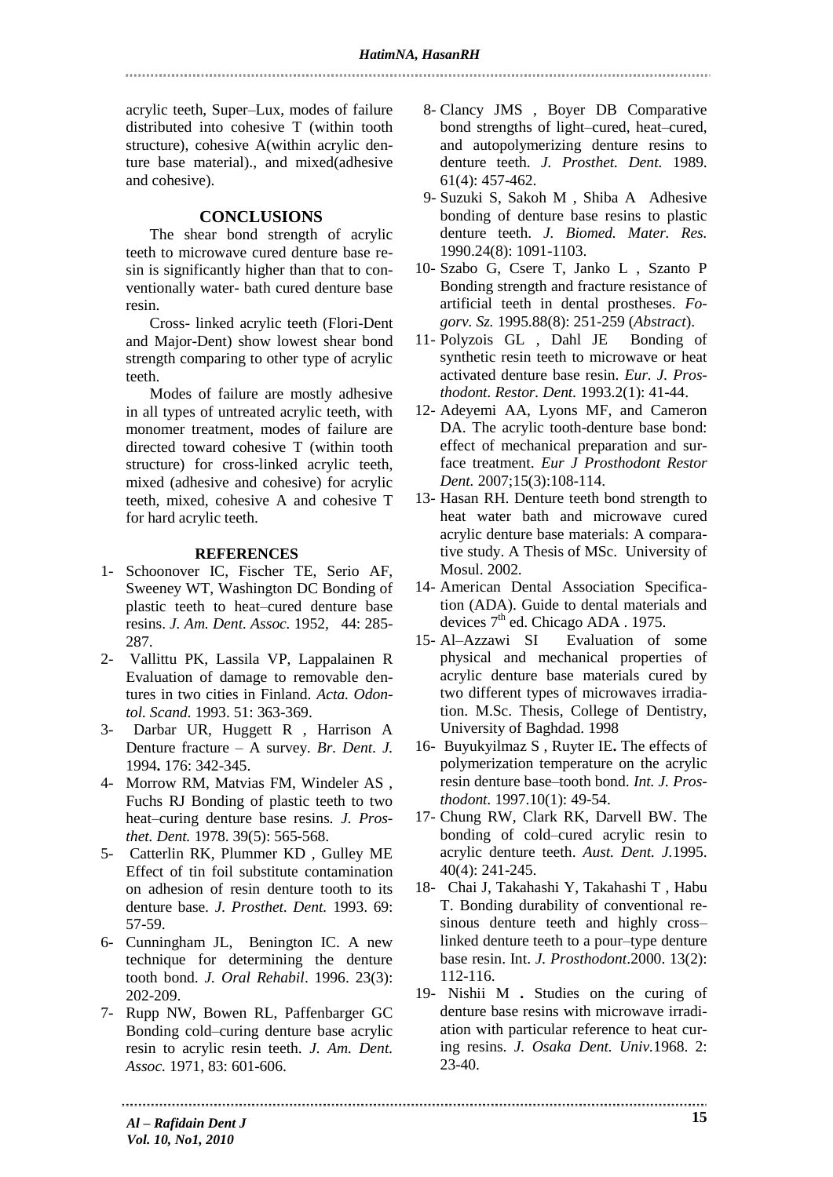acrylic teeth, Super–Lux, modes of failure distributed into cohesive T (within tooth structure), cohesive A(within acrylic denture base material)., and mixed(adhesive and cohesive).

## CONCLUSIONS

The shear bond strength of acrylic teeth to microwave cured denture base resin is significantly higher than that to conventionally water- bath cured denture base resin.

Cross- linked acrylic teeth (Flori-Dent and Major-Dent) show lowest shear bond strength comparing to other type of acrylic teeth.

Modes of failure are mostly adhesive in all types of untreated acrylic teeth, with monomer treatment, modes of failure are directed toward cohesive T (within tooth structure) for cross-linked acrylic teeth, mixed (adhesive and cohesive) for acrylic teeth, mixed, cohesive A and cohesive T for hard acrylic teeth.

## REFERENCES

1- Schoonover IC, Fischer TE, Serio AF, Sweeney WT, Washington DC Bonding of plastic teeth to heat–cured denture base resins. *J. Am. Dent. Assoc.* 1952, 44: 285-287.

2- Vallittu PK, Lassila VP, Lappalainen R Evaluation of damage to removable dentures in two cities in Finland. *Acta. Odontol. Scand.* 1993. 51: 363-369.

3- Darbar UR, Huggett R , Harrison A Denture fracture – A survey. *Br. Dent. J.* 1994**.** 176: 342-345.

4- Morrow RM, Matvias FM, Windeler AS , Fuchs RJ Bonding of plastic teeth to two heat–curing denture base resins. *J. Prosthet. Dent.* 1978. 39(5): 565-568.

5- Catterlin RK, Plummer KD , Gulley ME Effect of tin foil substitute contamination on adhesion of resin denture tooth to its denture base. *J. Prosthet. Dent.* 1993. 69: 57-59.

6- Cunningham JL, Benington IC. A new technique for determining the denture tooth bond. *J. Oral Rehabil*. 1996. 23(3): 202-209.

7- Rupp NW, Bowen RL, Paffenbarger GC Bonding cold–curing denture base acrylic resin to acrylic resin teeth. *J. Am. Dent. Assoc.* 1971, 83: 601-606.

8- Clancy JMS , Boyer DB Comparative bond strengths of light–cured, heat–cured, and autopolymerizing denture resins to denture teeth. *J. Prosthet. Dent.* 1989. 61(4): 457-462.

9- Suzuki S, Sakoh M , Shiba A Adhesive bonding of denture base resins to plastic denture teeth. *J. Biomed. Mater. Res.* 1990.24(8): 1091-1103.

10- Szabo G, Csere T, Janko L , Szanto P Bonding strength and fracture resistance of artificial teeth in dental prostheses. *Fogorv. Sz.* 1995.88(8): 251-259 (*Abstract*).

11- Polyzois GL , Dahl JE Bonding of synthetic resin teeth to microwave or heat activated denture base resin. *Eur. J. Prosthodont. Restor. Dent.* 1993.2(1): 41-44.

12- Adeyemi AA, Lyons MF, and Cameron DA. The acrylic tooth-denture base bond: effect of mechanical preparation and surface treatment. *Eur J Prosthodont Restor Dent.* 2007;15(3):108-114.

13- Hasan RH. Denture teeth bond strength to heat water bath and microwave cured acrylic denture base materials: A comparative study. A Thesis of MSc. University of Mosul. 2002.

14- American Dental Association Specification (ADA). Guide to dental materials and devices 7th ed. Chicago ADA . 1975.

15- Al–Azzawi SI Evaluation of some physical and mechanical properties of acrylic denture base materials cured by two different types of microwaves irradiation. M.Sc. Thesis, College of Dentistry, University of Baghdad. 1998

16- Buyukyilmaz S , Ruyter IE**.** The effects of polymerization temperature on the acrylic resin denture base–tooth bond. *Int. J. Prosthodont.* 1997.10(1): 49-54.

17- Chung RW, Clark RK, Darvell BW. The bonding of cold–cured acrylic resin to acrylic denture teeth. *Aust. Dent. J.*1995. 40(4): 241-245.

18- Chai J, Takahashi Y, Takahashi T , Habu T. Bonding durability of conventional resinous denture teeth and highly cross–linked denture teeth to a pour–type denture base resin. Int. *J. Prosthodont*.2000. 13(2): 112-116.

19- Nishii M **.** Studies on the curing of denture base resins with microwave irradiation with particular reference to heat curing resins. *J. Osaka Dent. Univ.*1968. 2: 23-40.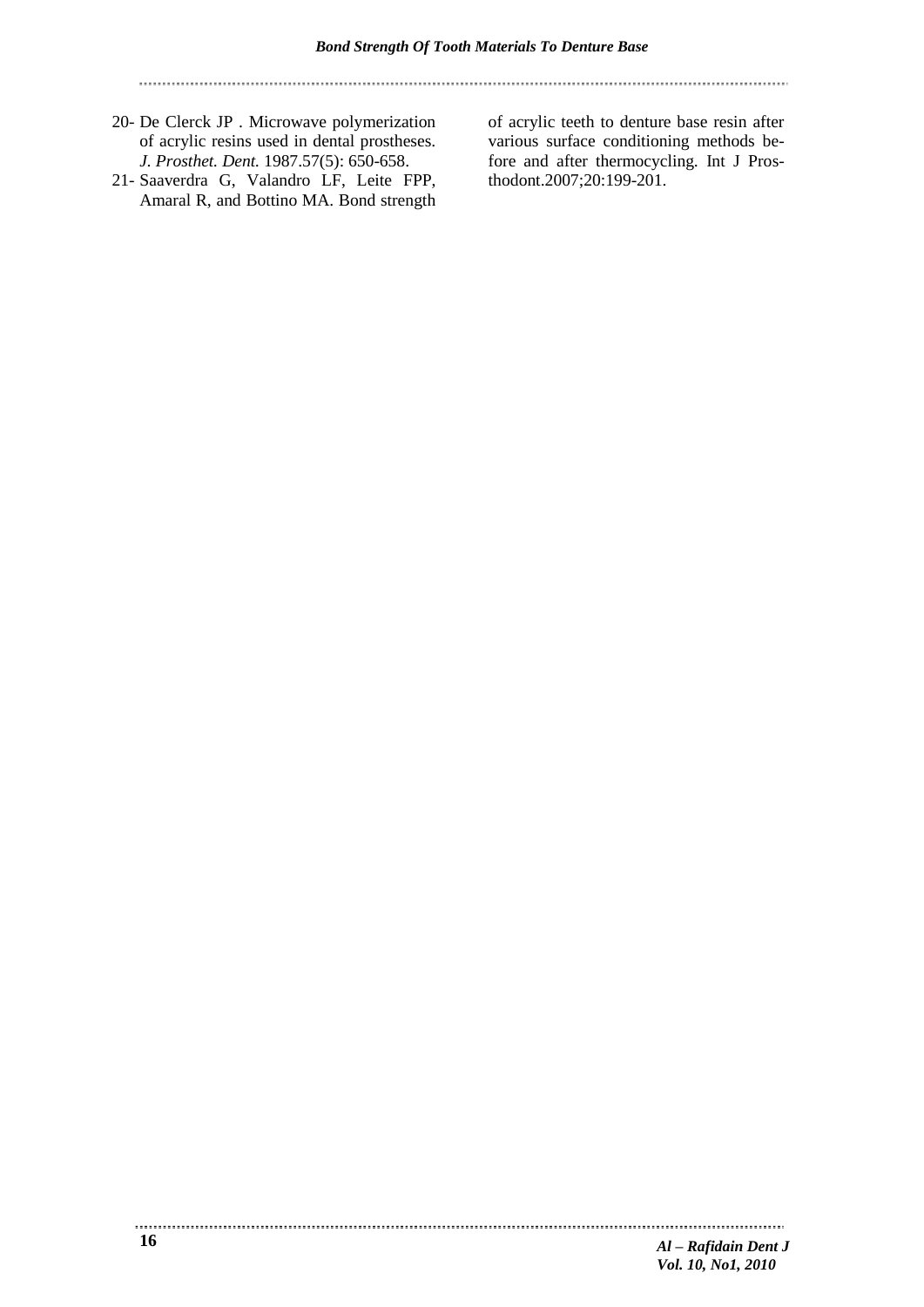20- De Clerck JP . Microwave polymerization of acrylic resins used in dental prostheses. *J. Prosthet. Dent.* 1987.57(5): 650-658.

21- Saaverdra G, Valandro LF, Leite FPP, Amaral R, and Bottino MA. Bond strength of acrylic teeth to denture base resin after various surface conditioning methods before and after thermocycling. Int J Prosthodont.2007;20:199-201.